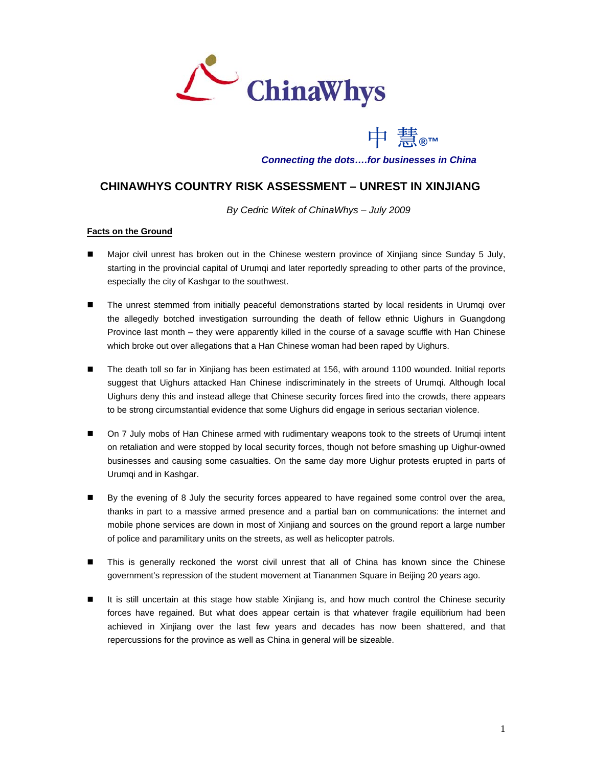ChinaWhys

中 慧®™

*Connecting the dots….for businesses in China*

# CHINAWHYS COUNTRY RISK ASSESSMENT – UNREST IN XINJIANG

*By Cedric Witek of ChinaWhys – July 2009*

## Facts on the Ground

- Major civil unrest has broken out in the Chinese western province of Xinjiang since Sunday 5 July, starting in the provincial capital of Urumqi and later reportedly spreading to other parts of the province, especially the city of Kashgar to the southwest.

- The unrest stemmed from initially peaceful demonstrations started by local residents in Urumqi over the allegedly botched investigation surrounding the death of fellow ethnic Uighurs in Guangdong Province last month – they were apparently killed in the course of a savage scuffle with Han Chinese which broke out over allegations that a Han Chinese woman had been raped by Uighurs.

- The death toll so far in Xinjiang has been estimated at 156, with around 1100 wounded. Initial reports suggest that Uighurs attacked Han Chinese indiscriminately in the streets of Urumqi. Although local Uighurs deny this and instead allege that Chinese security forces fired into the crowds, there appears to be strong circumstantial evidence that some Uighurs did engage in serious sectarian violence.

- On 7 July mobs of Han Chinese armed with rudimentary weapons took to the streets of Urumqi intent on retaliation and were stopped by local security forces, though not before smashing up Uighur-owned businesses and causing some casualties. On the same day more Uighur protests erupted in parts of Urumqi and in Kashgar.

- By the evening of 8 July the security forces appeared to have regained some control over the area, thanks in part to a massive armed presence and a partial ban on communications: the internet and mobile phone services are down in most of Xinjiang and sources on the ground report a large number of police and paramilitary units on the streets, as well as helicopter patrols.

- This is generally reckoned the worst civil unrest that all of China has known since the Chinese government's repression of the student movement at Tiananmen Square in Beijing 20 years ago.

- It is still uncertain at this stage how stable Xinjiang is, and how much control the Chinese security forces have regained. But what does appear certain is that whatever fragile equilibrium had been achieved in Xinjiang over the last few years and decades has now been shattered, and that repercussions for the province as well as China in general will be sizeable.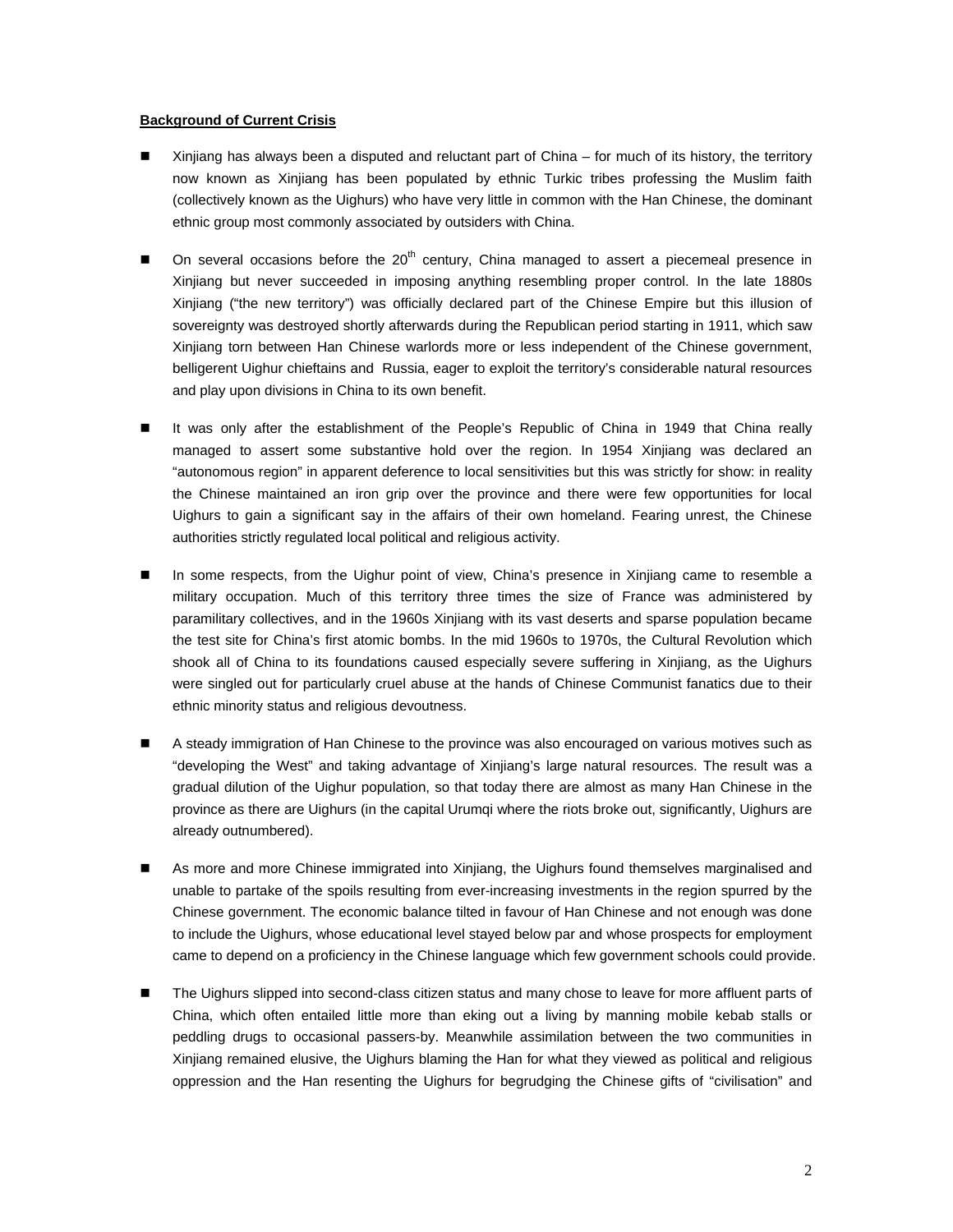**Background of Current Crisis**

- Xinjiang has always been a disputed and reluctant part of China – for much of its history, the territory now known as Xinjiang has been populated by ethnic Turkic tribes professing the Muslim faith (collectively known as the Uighurs) who have very little in common with the Han Chinese, the dominant ethnic group most commonly associated by outsiders with China.

- On several occasions before the 20th century, China managed to assert a piecemeal presence in Xinjiang but never succeeded in imposing anything resembling proper control. In the late 1880s Xinjiang ("the new territory") was officially declared part of the Chinese Empire but this illusion of sovereignty was destroyed shortly afterwards during the Republican period starting in 1911, which saw Xinjiang torn between Han Chinese warlords more or less independent of the Chinese government, belligerent Uighur chieftains and Russia, eager to exploit the territory's considerable natural resources and play upon divisions in China to its own benefit.

- It was only after the establishment of the People's Republic of China in 1949 that China really managed to assert some substantive hold over the region. In 1954 Xinjiang was declared an "autonomous region" in apparent deference to local sensitivities but this was strictly for show: in reality the Chinese maintained an iron grip over the province and there were few opportunities for local Uighurs to gain a significant say in the affairs of their own homeland. Fearing unrest, the Chinese authorities strictly regulated local political and religious activity.

- In some respects, from the Uighur point of view, China's presence in Xinjiang came to resemble a military occupation. Much of this territory three times the size of France was administered by paramilitary collectives, and in the 1960s Xinjiang with its vast deserts and sparse population became the test site for China's first atomic bombs. In the mid 1960s to 1970s, the Cultural Revolution which shook all of China to its foundations caused especially severe suffering in Xinjiang, as the Uighurs were singled out for particularly cruel abuse at the hands of Chinese Communist fanatics due to their ethnic minority status and religious devoutness.

- A steady immigration of Han Chinese to the province was also encouraged on various motives such as "developing the West" and taking advantage of Xinjiang's large natural resources. The result was a gradual dilution of the Uighur population, so that today there are almost as many Han Chinese in the province as there are Uighurs (in the capital Urumqi where the riots broke out, significantly, Uighurs are already outnumbered).

- As more and more Chinese immigrated into Xinjiang, the Uighurs found themselves marginalised and unable to partake of the spoils resulting from ever-increasing investments in the region spurred by the Chinese government. The economic balance tilted in favour of Han Chinese and not enough was done to include the Uighurs, whose educational level stayed below par and whose prospects for employment came to depend on a proficiency in the Chinese language which few government schools could provide.

- The Uighurs slipped into second-class citizen status and many chose to leave for more affluent parts of China, which often entailed little more than eking out a living by manning mobile kebab stalls or peddling drugs to occasional passers-by. Meanwhile assimilation between the two communities in Xinjiang remained elusive, the Uighurs blaming the Han for what they viewed as political and religious oppression and the Han resenting the Uighurs for begrudging the Chinese gifts of "civilisation" and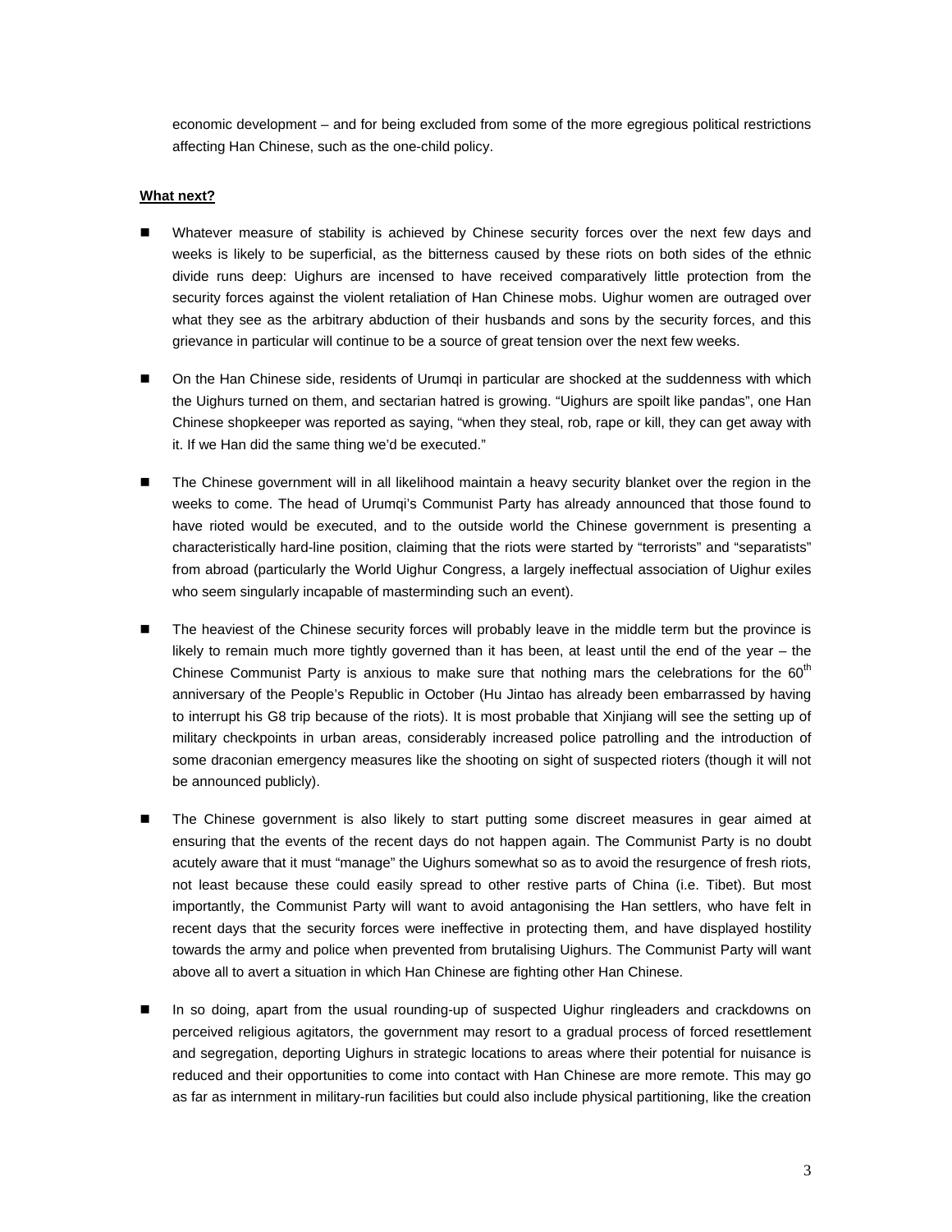economic development – and for being excluded from some of the more egregious political restrictions affecting Han Chinese, such as the one-child policy.

**What next?**

- Whatever measure of stability is achieved by Chinese security forces over the next few days and weeks is likely to be superficial, as the bitterness caused by these riots on both sides of the ethnic divide runs deep: Uighurs are incensed to have received comparatively little protection from the security forces against the violent retaliation of Han Chinese mobs. Uighur women are outraged over what they see as the arbitrary abduction of their husbands and sons by the security forces, and this grievance in particular will continue to be a source of great tension over the next few weeks.

- On the Han Chinese side, residents of Urumqi in particular are shocked at the suddenness with which the Uighurs turned on them, and sectarian hatred is growing. "Uighurs are spoilt like pandas", one Han Chinese shopkeeper was reported as saying, "when they steal, rob, rape or kill, they can get away with it. If we Han did the same thing we'd be executed."

- The Chinese government will in all likelihood maintain a heavy security blanket over the region in the weeks to come. The head of Urumqi's Communist Party has already announced that those found to have rioted would be executed, and to the outside world the Chinese government is presenting a characteristically hard-line position, claiming that the riots were started by "terrorists" and "separatists" from abroad (particularly the World Uighur Congress, a largely ineffectual association of Uighur exiles who seem singularly incapable of masterminding such an event).

- The heaviest of the Chinese security forces will probably leave in the middle term but the province is likely to remain much more tightly governed than it has been, at least until the end of the year – the Chinese Communist Party is anxious to make sure that nothing mars the celebrations for the 60th anniversary of the People's Republic in October (Hu Jintao has already been embarrassed by having to interrupt his G8 trip because of the riots). It is most probable that Xinjiang will see the setting up of military checkpoints in urban areas, considerably increased police patrolling and the introduction of some draconian emergency measures like the shooting on sight of suspected rioters (though it will not be announced publicly).

- The Chinese government is also likely to start putting some discreet measures in gear aimed at ensuring that the events of the recent days do not happen again. The Communist Party is no doubt acutely aware that it must "manage" the Uighurs somewhat so as to avoid the resurgence of fresh riots, not least because these could easily spread to other restive parts of China (i.e. Tibet). But most importantly, the Communist Party will want to avoid antagonising the Han settlers, who have felt in recent days that the security forces were ineffective in protecting them, and have displayed hostility towards the army and police when prevented from brutalising Uighurs. The Communist Party will want above all to avert a situation in which Han Chinese are fighting other Han Chinese.

- In so doing, apart from the usual rounding-up of suspected Uighur ringleaders and crackdowns on perceived religious agitators, the government may resort to a gradual process of forced resettlement and segregation, deporting Uighurs in strategic locations to areas where their potential for nuisance is reduced and their opportunities to come into contact with Han Chinese are more remote. This may go as far as internment in military-run facilities but could also include physical partitioning, like the creation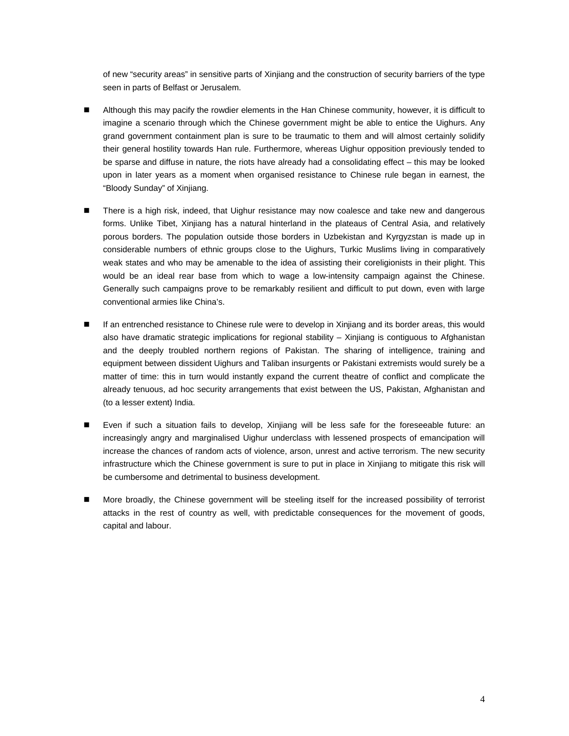of new "security areas" in sensitive parts of Xinjiang and the construction of security barriers of the type seen in parts of Belfast or Jerusalem.

- Although this may pacify the rowdier elements in the Han Chinese community, however, it is difficult to imagine a scenario through which the Chinese government might be able to entice the Uighurs. Any grand government containment plan is sure to be traumatic to them and will almost certainly solidify their general hostility towards Han rule. Furthermore, whereas Uighur opposition previously tended to be sparse and diffuse in nature, the riots have already had a consolidating effect – this may be looked upon in later years as a moment when organised resistance to Chinese rule began in earnest, the "Bloody Sunday" of Xinjiang.

- There is a high risk, indeed, that Uighur resistance may now coalesce and take new and dangerous forms. Unlike Tibet, Xinjiang has a natural hinterland in the plateaus of Central Asia, and relatively porous borders. The population outside those borders in Uzbekistan and Kyrgyzstan is made up in considerable numbers of ethnic groups close to the Uighurs, Turkic Muslims living in comparatively weak states and who may be amenable to the idea of assisting their coreligionists in their plight. This would be an ideal rear base from which to wage a low-intensity campaign against the Chinese. Generally such campaigns prove to be remarkably resilient and difficult to put down, even with large conventional armies like China's.

- If an entrenched resistance to Chinese rule were to develop in Xinjiang and its border areas, this would also have dramatic strategic implications for regional stability – Xinjiang is contiguous to Afghanistan and the deeply troubled northern regions of Pakistan. The sharing of intelligence, training and equipment between dissident Uighurs and Taliban insurgents or Pakistani extremists would surely be a matter of time: this in turn would instantly expand the current theatre of conflict and complicate the already tenuous, ad hoc security arrangements that exist between the US, Pakistan, Afghanistan and (to a lesser extent) India.

- Even if such a situation fails to develop, Xinjiang will be less safe for the foreseeable future: an increasingly angry and marginalised Uighur underclass with lessened prospects of emancipation will increase the chances of random acts of violence, arson, unrest and active terrorism. The new security infrastructure which the Chinese government is sure to put in place in Xinjiang to mitigate this risk will be cumbersome and detrimental to business development.

- More broadly, the Chinese government will be steeling itself for the increased possibility of terrorist attacks in the rest of country as well, with predictable consequences for the movement of goods, capital and labour.